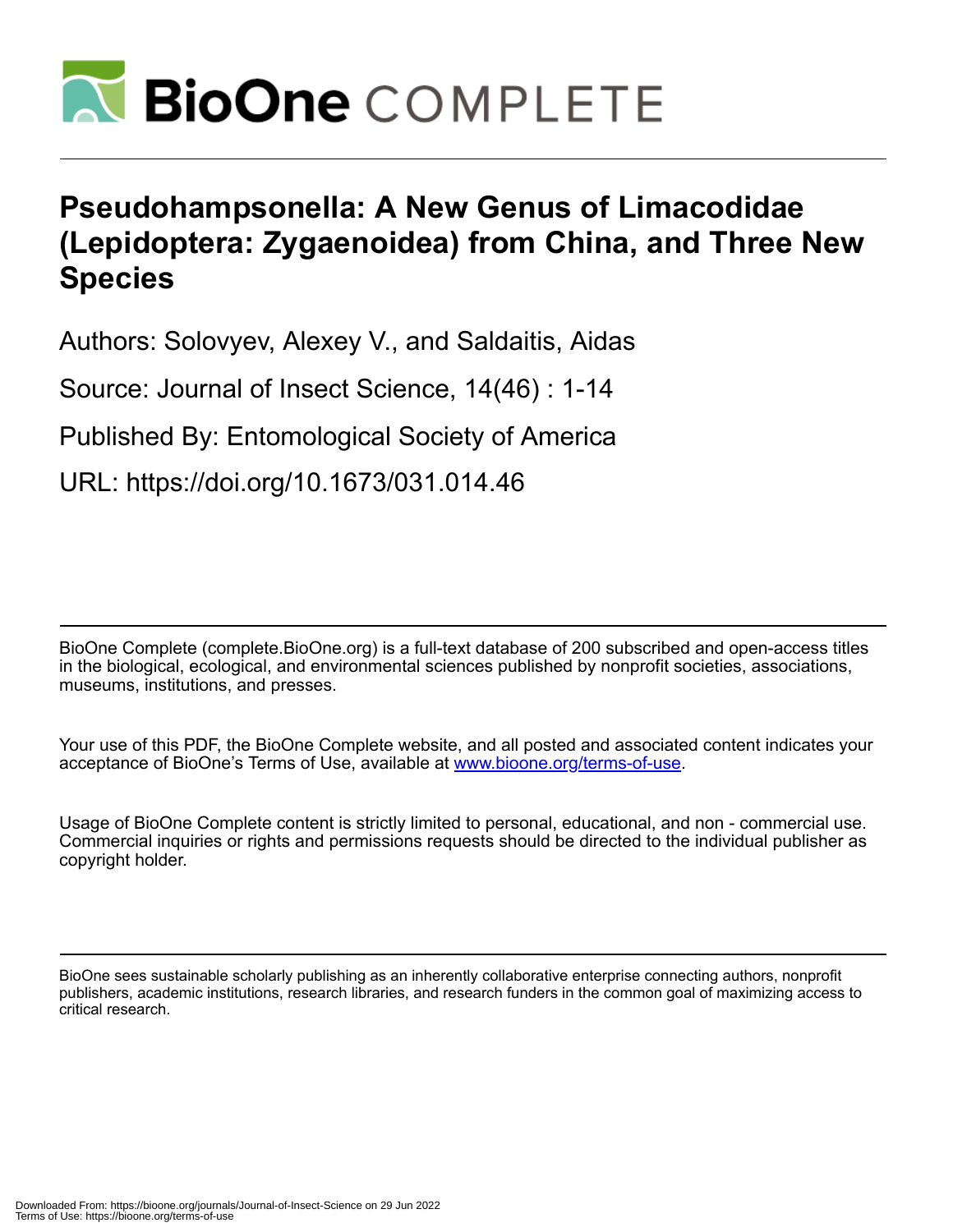# Pseudohampsonella: A New Genus of Limacodidae (Lepidoptera: Zygaenoidea) from China, and Three New Species

Authors: Solovyev, Alexey V., and Saldaitis, Aidas

Source: Journal of Insect Science, 14(46) : 1-14

Published By: Entomological Society of America

URL: https://doi.org/10.1673/031.014.46

BioOne Complete (complete.BioOne.org) is a full-text database of 200 subscribed and open-access titles in the biological, ecological, and environmental sciences published by nonprofit societies, associations, museums, institutions, and presses.

Your use of this PDF, the BioOne Complete website, and all posted and associated content indicates your acceptance of BioOne's Terms of Use, available at www.bioone.org/terms-of-use.

Usage of BioOne Complete content is strictly limited to personal, educational, and non - commercial use. Commercial inquiries or rights and permissions requests should be directed to the individual publisher as copyright holder.

BioOne sees sustainable scholarly publishing as an inherently collaborative enterprise connecting authors, nonprofit publishers, academic institutions, research libraries, and research funders in the common goal of maximizing access to critical research.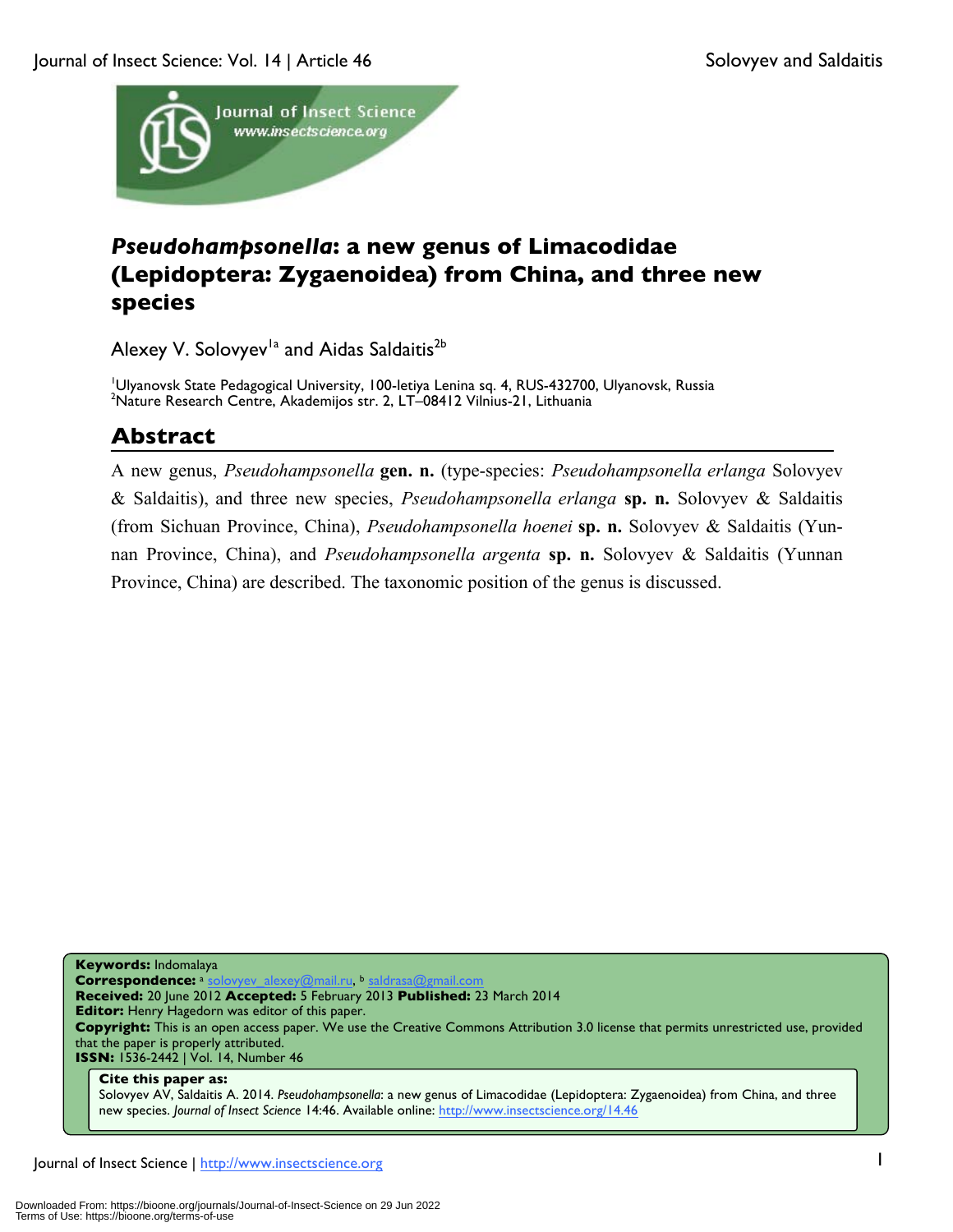# *Pseudohampsonella*: a new genus of Limacodidae (Lepidoptera: Zygaenoidea) from China, and three new species

Alexey V. Solovyev[1a] and Aidas Saldaitis[2b]

[1]Ulyanovsk State Pedagogical University, 100-letiya Lenina sq. 4, RUS-432700, Ulyanovsk, Russia
[2]Nature Research Centre, Akademijos str. 2, LT–08412 Vilnius-21, Lithuania

## Abstract

A new genus, *Pseudohampsonella* **gen. n.** (type-species: *Pseudohampsonella erlanga* Solovyev & Saldaitis), and three new species, *Pseudohampsonella erlanga* **sp. n.** Solovyev & Saldaitis (from Sichuan Province, China), *Pseudohampsonella hoenei* **sp. n.** Solovyev & Saldaitis (Yunnan Province, China), and *Pseudohampsonella argenta* **sp. n.** Solovyev & Saldaitis (Yunnan Province, China) are described. The taxonomic position of the genus is discussed.

**Keywords:** Indomalaya
**Correspondence:** [a] solovyev_alexey@mail.ru, [b] saldrasa@gmail.com
**Received:** 20 June 2012 **Accepted:** 5 February 2013 **Published:** 23 March 2014
**Editor:** Henry Hagedorn was editor of this paper.
**Copyright:** This is an open access paper. We use the Creative Commons Attribution 3.0 license that permits unrestricted use, provided that the paper is properly attributed.
**ISSN:** 1536-2442 | Vol. 14, Number 46

**Cite this paper as:**
Solovyev AV, Saldaitis A. 2014. *Pseudohampsonella*: a new genus of Limacodidae (Lepidoptera: Zygaenoidea) from China, and three new species. *Journal of Insect Science* 14:46. Available online: http://www.insectscience.org/14.46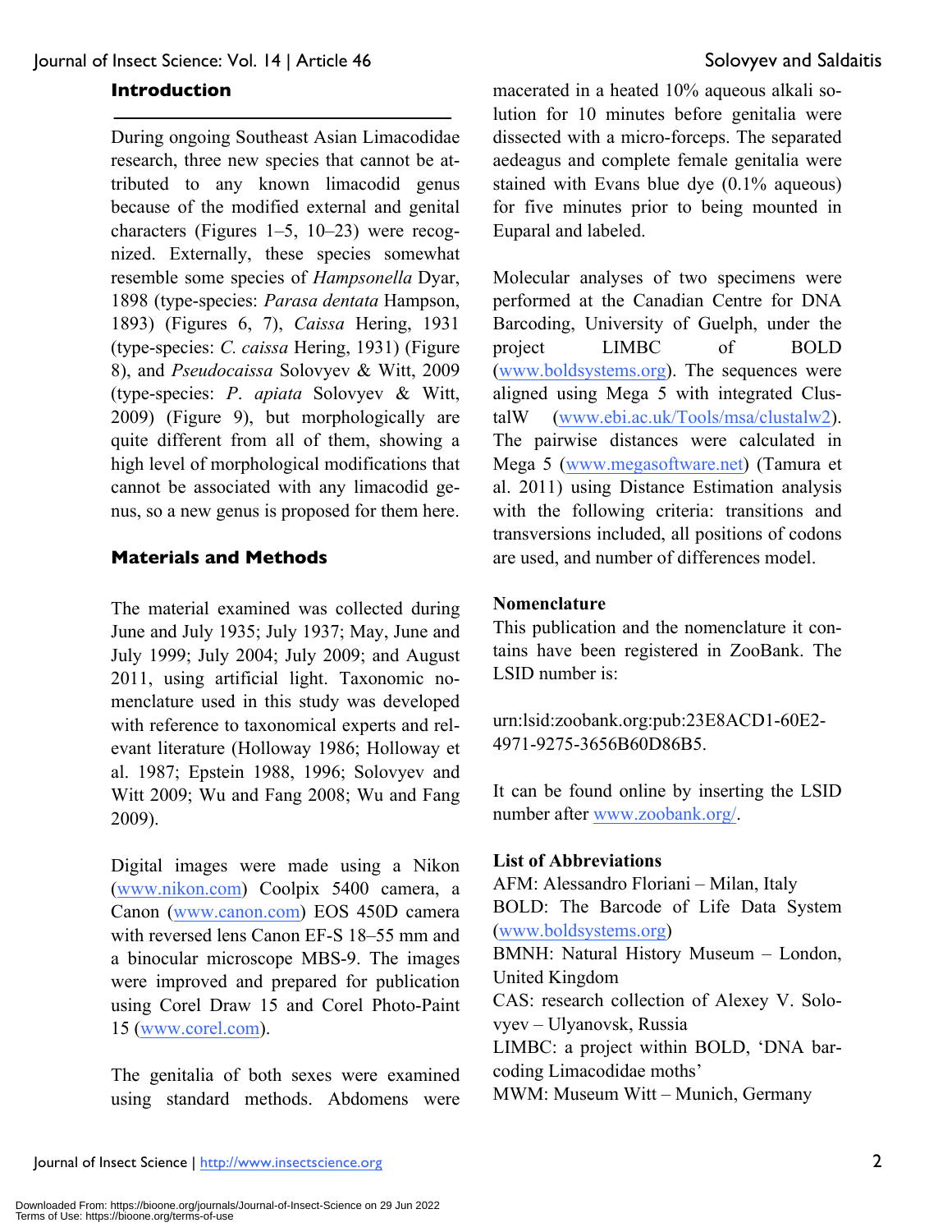## Introduction

During ongoing Southeast Asian Limacodidae research, three new species that cannot be attributed to any known limacodid genus because of the modified external and genital characters (Figures 1–5, 10–23) were recognized. Externally, these species somewhat resemble some species of *Hampsonella* Dyar, 1898 (type-species: *Parasa dentata* Hampson, 1893) (Figures 6, 7), *Caissa* Hering, 1931 (type-species: *C. caissa* Hering, 1931) (Figure 8), and *Pseudocaissa* Solovyev & Witt, 2009 (type-species: *P. apiata* Solovyev & Witt, 2009) (Figure 9), but morphologically are quite different from all of them, showing a high level of morphological modifications that cannot be associated with any limacodid genus, so a new genus is proposed for them here.

## Materials and Methods

The material examined was collected during June and July 1935; July 1937; May, June and July 1999; July 2004; July 2009; and August 2011, using artificial light. Taxonomic nomenclature used in this study was developed with reference to taxonomical experts and relevant literature (Holloway 1986; Holloway et al. 1987; Epstein 1988, 1996; Solovyev and Witt 2009; Wu and Fang 2008; Wu and Fang 2009).

Digital images were made using a Nikon (www.nikon.com) Coolpix 5400 camera, a Canon (www.canon.com) EOS 450D camera with reversed lens Canon EF-S 18–55 mm and a binocular microscope MBS-9. The images were improved and prepared for publication using Corel Draw 15 and Corel Photo-Paint 15 (www.corel.com).

The genitalia of both sexes were examined using standard methods. Abdomens were macerated in a heated 10% aqueous alkali solution for 10 minutes before genitalia were dissected with a micro-forceps. The separated aedeagus and complete female genitalia were stained with Evans blue dye (0.1% aqueous) for five minutes prior to being mounted in Euparal and labeled.

Molecular analyses of two specimens were performed at the Canadian Centre for DNA Barcoding, University of Guelph, under the project LIMBC of BOLD (www.boldsystems.org). The sequences were aligned using Mega 5 with integrated ClustalW (www.ebi.ac.uk/Tools/msa/clustalw2). The pairwise distances were calculated in Mega 5 (www.megasoftware.net) (Tamura et al. 2011) using Distance Estimation analysis with the following criteria: transitions and transversions included, all positions of codons are used, and number of differences model.

### Nomenclature

This publication and the nomenclature it contains have been registered in ZooBank. The LSID number is:

urn:lsid:zoobank.org:pub:23E8ACD1-60E2-4971-9275-3656B60D86B5.

It can be found online by inserting the LSID number after www.zoobank.org/.

### List of Abbreviations

AFM: Alessandro Floriani – Milan, Italy
BOLD: The Barcode of Life Data System (www.boldsystems.org)
BMNH: Natural History Museum – London, United Kingdom
CAS: research collection of Alexey V. Solovyev – Ulyanovsk, Russia
LIMBC: a project within BOLD, 'DNA barcoding Limacodidae moths'
MWM: Museum Witt – Munich, Germany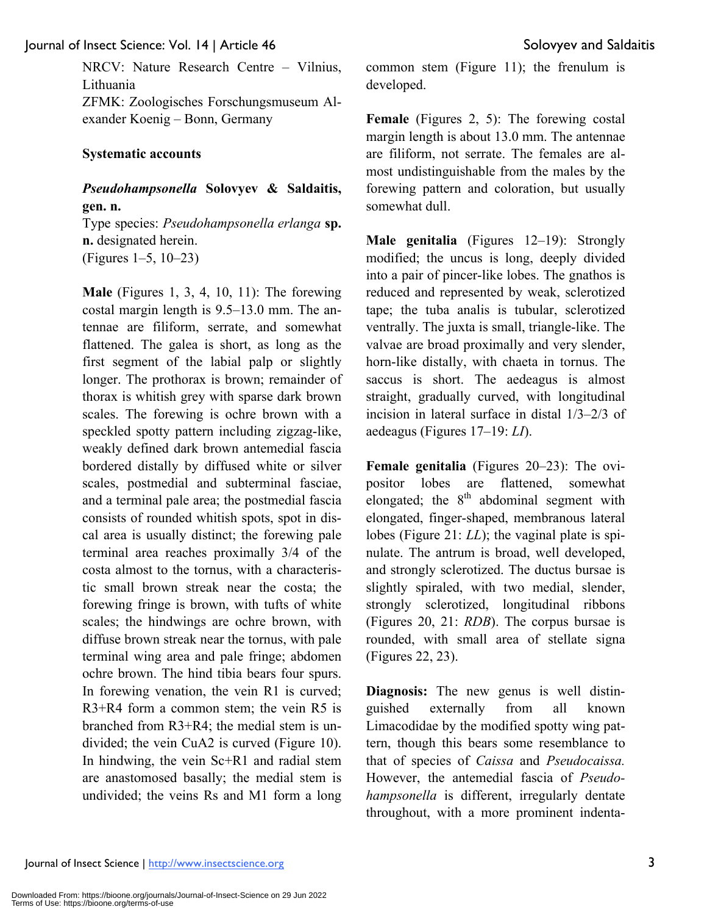NRCV: Nature Research Centre – Vilnius, Lithuania

ZFMK: Zoologisches Forschungsmuseum Alexander Koenig – Bonn, Germany

## Systematic accounts

### *Pseudohampsonella* Solovyev & Saldaitis, gen. n.

Type species: *Pseudohampsonella erlanga* **sp. n.** designated herein.
(Figures 1–5, 10–23)

**Male** (Figures 1, 3, 4, 10, 11): The forewing costal margin length is 9.5–13.0 mm. The antennae are filiform, serrate, and somewhat flattened. The galea is short, as long as the first segment of the labial palp or slightly longer. The prothorax is brown; remainder of thorax is whitish grey with sparse dark brown scales. The forewing is ochre brown with a speckled spotty pattern including zigzag-like, weakly defined dark brown antemedial fascia bordered distally by diffused white or silver scales, postmedial and subterminal fasciae, and a terminal pale area; the postmedial fascia consists of rounded whitish spots, spot in discal area is usually distinct; the forewing pale terminal area reaches proximally 3/4 of the costa almost to the tornus, with a characteristic small brown streak near the costa; the forewing fringe is brown, with tufts of white scales; the hindwings are ochre brown, with diffuse brown streak near the tornus, with pale terminal wing area and pale fringe; abdomen ochre brown. The hind tibia bears four spurs. In forewing venation, the vein R1 is curved; R3+R4 form a common stem; the vein R5 is branched from R3+R4; the medial stem is undivided; the vein CuA2 is curved (Figure 10). In hindwing, the vein Sc+R1 and radial stem are anastomosed basally; the medial stem is undivided; the veins Rs and M1 form a long common stem (Figure 11); the frenulum is developed.

**Female** (Figures 2, 5): The forewing costal margin length is about 13.0 mm. The antennae are filiform, not serrate. The females are almost undistinguishable from the males by the forewing pattern and coloration, but usually somewhat dull.

**Male genitalia** (Figures 12–19): Strongly modified; the uncus is long, deeply divided into a pair of pincer-like lobes. The gnathos is reduced and represented by weak, sclerotized tape; the tuba analis is tubular, sclerotized ventrally. The juxta is small, triangle-like. The valvae are broad proximally and very slender, horn-like distally, with chaeta in tornus. The saccus is short. The aedeagus is almost straight, gradually curved, with longitudinal incision in lateral surface in distal 1/3–2/3 of aedeagus (Figures 17–19: *LI*).

**Female genitalia** (Figures 20–23): The ovipositor lobes are flattened, somewhat elongated; the 8th abdominal segment with elongated, finger-shaped, membranous lateral lobes (Figure 21: *LL*); the vaginal plate is spinulate. The antrum is broad, well developed, and strongly sclerotized. The ductus bursae is slightly spiraled, with two medial, slender, strongly sclerotized, longitudinal ribbons (Figures 20, 21: *RDB*). The corpus bursae is rounded, with small area of stellate signa (Figures 22, 23).

**Diagnosis:** The new genus is well distinguished externally from all known Limacodidae by the modified spotty wing pattern, though this bears some resemblance to that of species of *Caissa* and *Pseudocaissa.* However, the antemedial fascia of *Pseudohampsonella* is different, irregularly dentate throughout, with a more prominent indenta-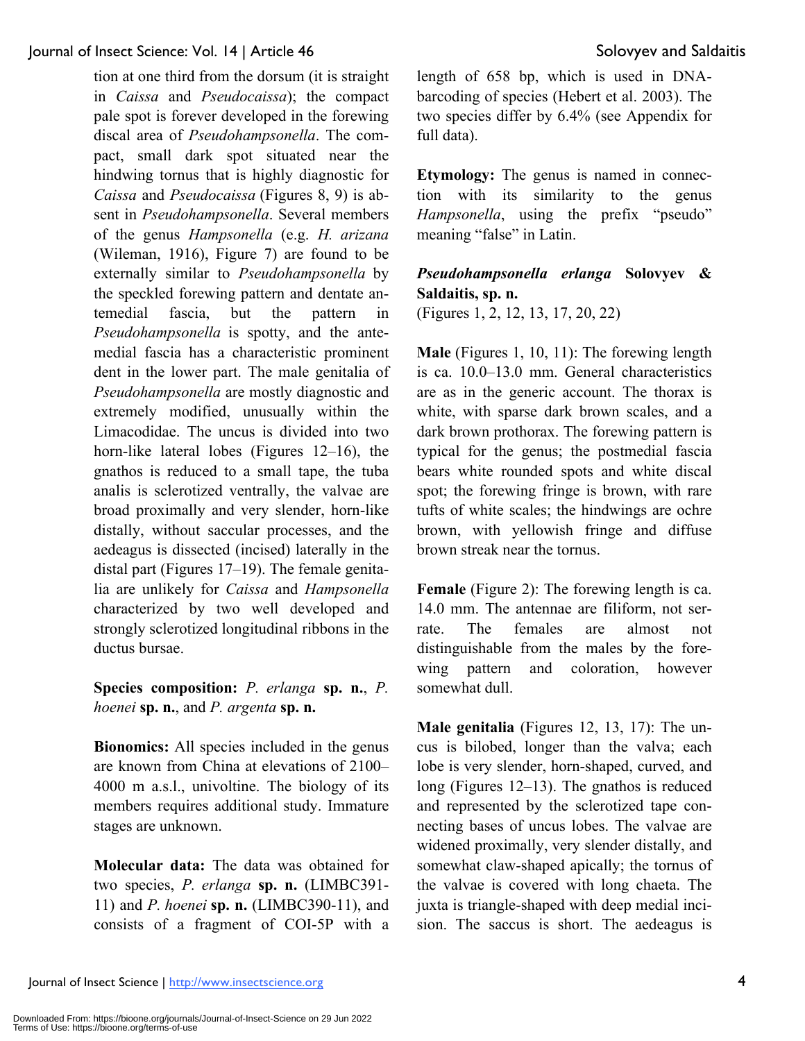tion at one third from the dorsum (it is straight in *Caissa* and *Pseudocaissa*); the compact pale spot is forever developed in the forewing discal area of *Pseudohampsonella*. The compact, small dark spot situated near the hindwing tornus that is highly diagnostic for *Caissa* and *Pseudocaissa* (Figures 8, 9) is absent in *Pseudohampsonella*. Several members of the genus *Hampsonella* (e.g. *H. arizana* (Wileman, 1916), Figure 7) are found to be externally similar to *Pseudohampsonella* by the speckled forewing pattern and dentate antemedial fascia, but the pattern in *Pseudohampsonella* is spotty, and the antemedial fascia has a characteristic prominent dent in the lower part. The male genitalia of *Pseudohampsonella* are mostly diagnostic and extremely modified, unusually within the Limacodidae. The uncus is divided into two horn-like lateral lobes (Figures 12–16), the gnathos is reduced to a small tape, the tuba analis is sclerotized ventrally, the valvae are broad proximally and very slender, horn-like distally, without saccular processes, and the aedeagus is dissected (incised) laterally in the distal part (Figures 17–19). The female genitalia are unlikely for *Caissa* and *Hampsonella* characterized by two well developed and strongly sclerotized longitudinal ribbons in the ductus bursae.

**Species composition:** *P. erlanga* **sp. n.**, *P. hoenei* **sp. n.**, and *P. argenta* **sp. n.**

**Bionomics:** All species included in the genus are known from China at elevations of 2100–4000 m a.s.l., univoltine. The biology of its members requires additional study. Immature stages are unknown.

**Molecular data:** The data was obtained for two species, *P. erlanga* **sp. n.** (LIMBC391-11) and *P. hoenei* **sp. n.** (LIMBC390-11), and consists of a fragment of COI-5P with a length of 658 bp, which is used in DNA-barcoding of species (Hebert et al. 2003). The two species differ by 6.4% (see Appendix for full data).

**Etymology:** The genus is named in connection with its similarity to the genus *Hampsonella*, using the prefix "pseudo" meaning "false" in Latin.

***Pseudohampsonella erlanga*** **Solovyev & Saldaitis, sp. n.**
(Figures 1, 2, 12, 13, 17, 20, 22)

**Male** (Figures 1, 10, 11): The forewing length is ca. 10.0–13.0 mm. General characteristics are as in the generic account. The thorax is white, with sparse dark brown scales, and a dark brown prothorax. The forewing pattern is typical for the genus; the postmedial fascia bears white rounded spots and white discal spot; the forewing fringe is brown, with rare tufts of white scales; the hindwings are ochre brown, with yellowish fringe and diffuse brown streak near the tornus.

**Female** (Figure 2): The forewing length is ca. 14.0 mm. The antennae are filiform, not serrate. The females are almost not distinguishable from the males by the forewing pattern and coloration, however somewhat dull.

**Male genitalia** (Figures 12, 13, 17): The uncus is bilobed, longer than the valva; each lobe is very slender, horn-shaped, curved, and long (Figures 12–13). The gnathos is reduced and represented by the sclerotized tape connecting bases of uncus lobes. The valvae are widened proximally, very slender distally, and somewhat claw-shaped apically; the tornus of the valvae is covered with long chaeta. The juxta is triangle-shaped with deep medial incision. The saccus is short. The aedeagus is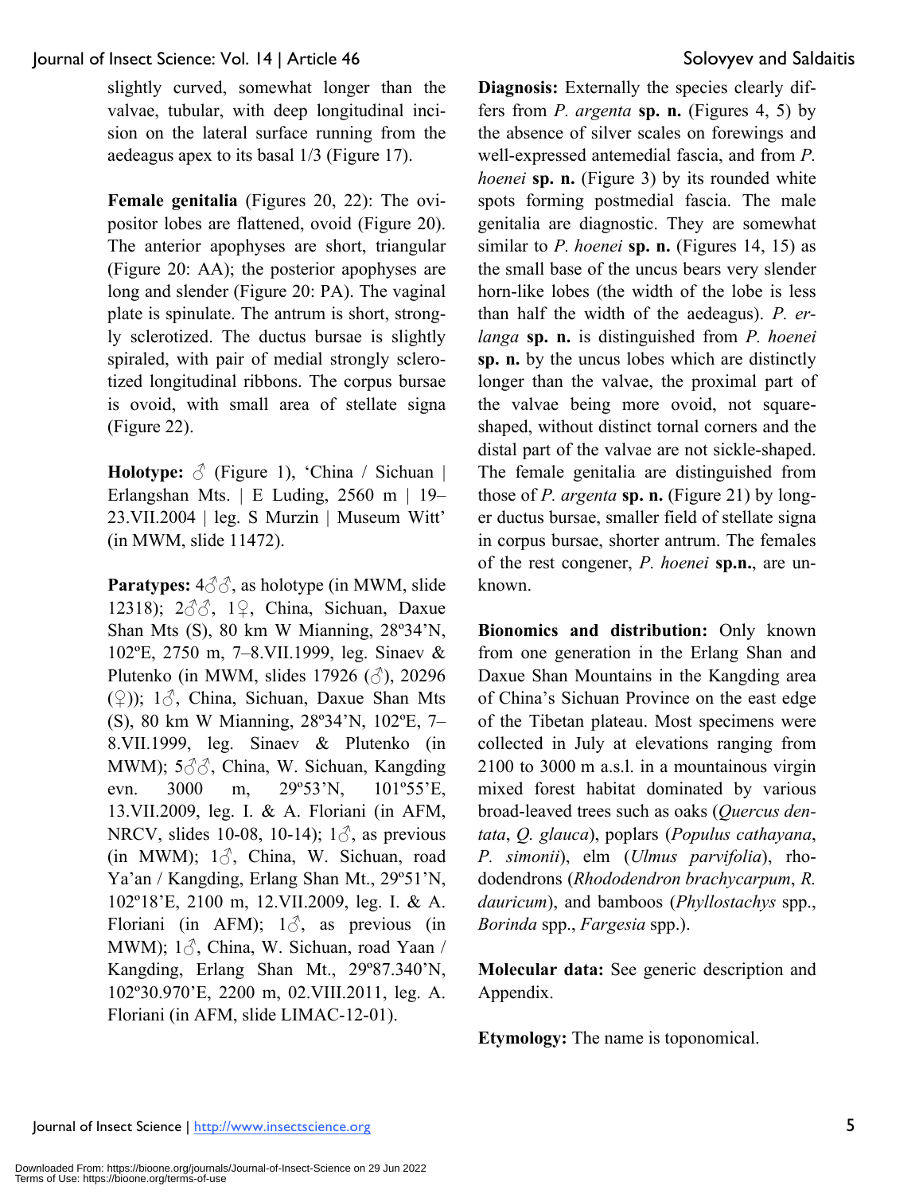slightly curved, somewhat longer than the valvae, tubular, with deep longitudinal incision on the lateral surface running from the aedeagus apex to its basal 1/3 (Figure 17).

**Female genitalia** (Figures 20, 22): The ovipositor lobes are flattened, ovoid (Figure 20). The anterior apophyses are short, triangular (Figure 20: AA); the posterior apophyses are long and slender (Figure 20: PA). The vaginal plate is spinulate. The antrum is short, strongly sclerotized. The ductus bursae is slightly spiraled, with pair of medial strongly sclerotized longitudinal ribbons. The corpus bursae is ovoid, with small area of stellate signa (Figure 22).

**Holotype:** ♂ (Figure 1), 'China / Sichuan | Erlangshan Mts. | E Luding, 2560 m | 19–23.VII.2004 | leg. S Murzin | Museum Witt' (in MWM, slide 11472).

**Paratypes:** 4♂♂, as holotype (in MWM, slide 12318); 2♂♂, 1♀, China, Sichuan, Daxue Shan Mts (S), 80 km W Mianning, 28º34'N, 102ºE, 2750 m, 7–8.VII.1999, leg. Sinaev & Plutenko (in MWM, slides 17926 (♂), 20296 (♀)); 1♂, China, Sichuan, Daxue Shan Mts (S), 80 km W Mianning, 28º34'N, 102ºE, 7–8.VII.1999, leg. Sinaev & Plutenko (in MWM); 5♂♂, China, W. Sichuan, Kangding evn. 3000 m, 29º53'N, 101º55'E, 13.VII.2009, leg. I. & A. Floriani (in AFM, NRCV, slides 10-08, 10-14); 1♂, as previous (in MWM); 1♂, China, W. Sichuan, road Ya'an / Kangding, Erlang Shan Mt., 29º51'N, 102º18'E, 2100 m, 12.VII.2009, leg. I. & A. Floriani (in AFM); 1♂, as previous (in MWM); 1♂, China, W. Sichuan, road Yaan / Kangding, Erlang Shan Mt., 29º87.340'N, 102º30.970'E, 2200 m, 02.VIII.2011, leg. A. Floriani (in AFM, slide LIMAC-12-01).

**Diagnosis:** Externally the species clearly differs from *P. argenta* **sp. n.** (Figures 4, 5) by the absence of silver scales on forewings and well-expressed antemedial fascia, and from *P. hoenei* **sp. n.** (Figure 3) by its rounded white spots forming postmedial fascia. The male genitalia are diagnostic. They are somewhat similar to *P. hoenei* **sp. n.** (Figures 14, 15) as the small base of the uncus bears very slender horn-like lobes (the width of the lobe is less than half the width of the aedeagus). *P. erlanga* **sp. n.** is distinguished from *P. hoenei* **sp. n.** by the uncus lobes which are distinctly longer than the valvae, the proximal part of the valvae being more ovoid, not square-shaped, without distinct tornal corners and the distal part of the valvae are not sickle-shaped. The female genitalia are distinguished from those of *P. argenta* **sp. n.** (Figure 21) by longer ductus bursae, smaller field of stellate signa in corpus bursae, shorter antrum. The females of the rest congener, *P. hoenei* **sp.n.**, are unknown.

**Bionomics and distribution:** Only known from one generation in the Erlang Shan and Daxue Shan Mountains in the Kangding area of China's Sichuan Province on the east edge of the Tibetan plateau. Most specimens were collected in July at elevations ranging from 2100 to 3000 m a.s.l. in a mountainous virgin mixed forest habitat dominated by various broad-leaved trees such as oaks (*Quercus dentata*, *Q. glauca*), poplars (*Populus cathayana*, *P. simonii*), elm (*Ulmus parvifolia*), rhododendrons (*Rhododendron brachycarpum*, *R. dauricum*), and bamboos (*Phyllostachys* spp., *Borinda* spp., *Fargesia* spp.).

**Molecular data:** See generic description and Appendix.

**Etymology:** The name is toponomical.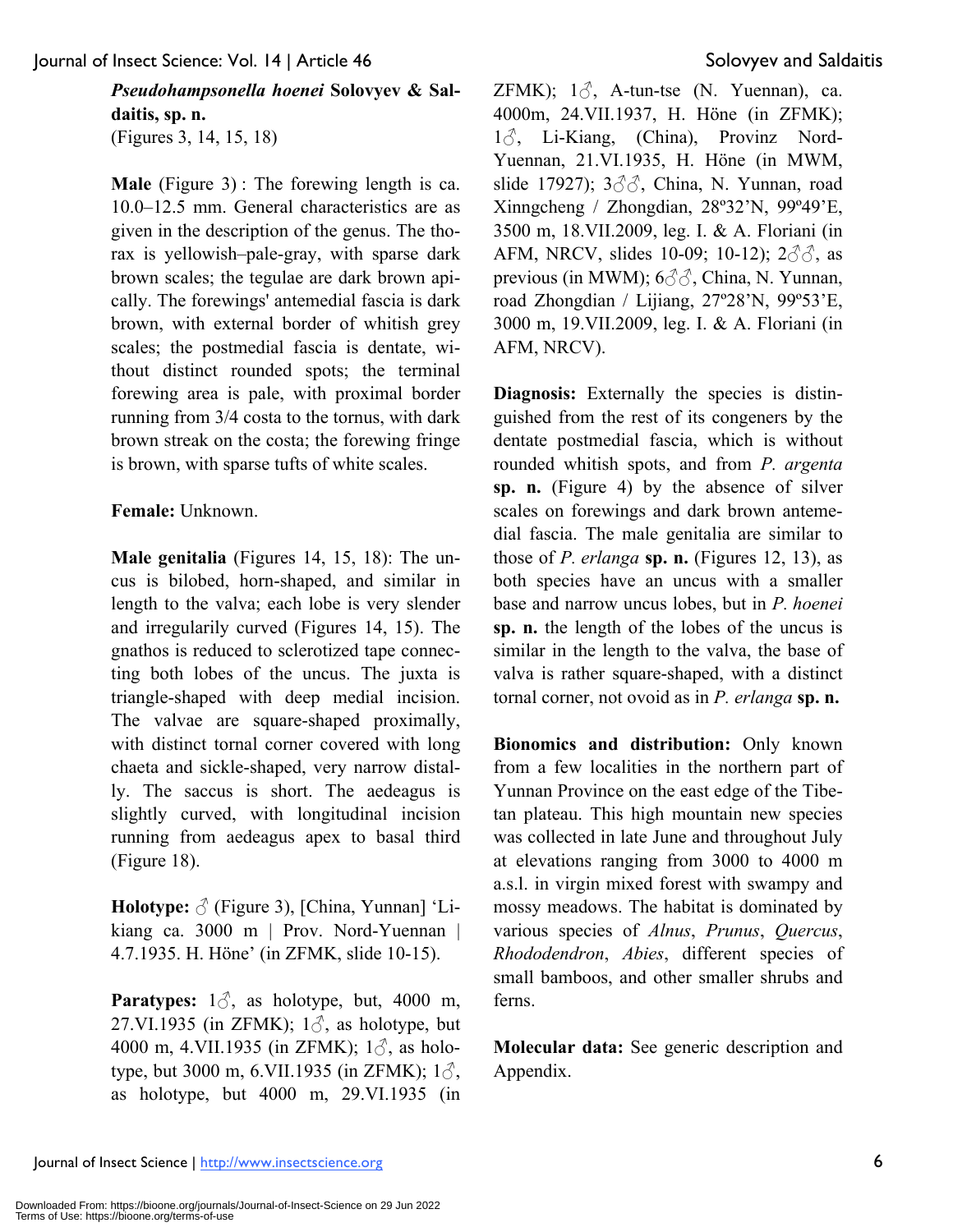***Pseudohampsonella hoenei*** **Solovyev & Saldaitis, sp. n.**
(Figures 3, 14, 15, 18)

**Male** (Figure 3) : The forewing length is ca. 10.0–12.5 mm. General characteristics are as given in the description of the genus. The thorax is yellowish–pale-gray, with sparse dark brown scales; the tegulae are dark brown apically. The forewings' antemedial fascia is dark brown, with external border of whitish grey scales; the postmedial fascia is dentate, without distinct rounded spots; the terminal forewing area is pale, with proximal border running from 3/4 costa to the tornus, with dark brown streak on the costa; the forewing fringe is brown, with sparse tufts of white scales.

**Female:** Unknown.

**Male genitalia** (Figures 14, 15, 18): The uncus is bilobed, horn-shaped, and similar in length to the valva; each lobe is very slender and irregularly curved (Figures 14, 15). The gnathos is reduced to sclerotized tape connecting both lobes of the uncus. The juxta is triangle-shaped with deep medial incision. The valvae are square-shaped proximally, with distinct tornal corner covered with long chaeta and sickle-shaped, very narrow distally. The saccus is short. The aedeagus is slightly curved, with longitudinal incision running from aedeagus apex to basal third (Figure 18).

**Holotype:** ♂ (Figure 3), [China, Yunnan] 'Li-kiang ca. 3000 m | Prov. Nord-Yuennan | 4.7.1935. H. Höne' (in ZFMK, slide 10-15).

**Paratypes:** 1♂, as holotype, but, 4000 m, 27.VI.1935 (in ZFMK); 1♂, as holotype, but 4000 m, 4.VII.1935 (in ZFMK); 1♂, as holotype, but 3000 m, 6.VII.1935 (in ZFMK); 1♂, as holotype, but 4000 m, 29.VI.1935 (in ZFMK); 1♂, A-tun-tse (N. Yuennan), ca. 4000m, 24.VII.1937, H. Höne (in ZFMK); 1♂, Li-Kiang, (China), Provinz Nord-Yuennan, 21.VI.1935, H. Höne (in MWM, slide 17927); 3♂♂, China, N. Yunnan, road Xinngcheng / Zhongdian, 28º32'N, 99º49'E, 3500 m, 18.VII.2009, leg. I. & A. Floriani (in AFM, NRCV, slides 10-09; 10-12); 2♂♂, as previous (in MWM); 6♂♂, China, N. Yunnan, road Zhongdian / Lijiang, 27º28'N, 99º53'E, 3000 m, 19.VII.2009, leg. I. & A. Floriani (in AFM, NRCV).

**Diagnosis:** Externally the species is distinguished from the rest of its congeners by the dentate postmedial fascia, which is without rounded whitish spots, and from *P. argenta* **sp. n.** (Figure 4) by the absence of silver scales on forewings and dark brown antemedial fascia. The male genitalia are similar to those of *P. erlanga* **sp. n.** (Figures 12, 13), as both species have an uncus with a smaller base and narrow uncus lobes, but in *P. hoenei* **sp. n.** the length of the lobes of the uncus is similar in the length to the valva, the base of valva is rather square-shaped, with a distinct tornal corner, not ovoid as in *P. erlanga* **sp. n.**

**Bionomics and distribution:** Only known from a few localities in the northern part of Yunnan Province on the east edge of the Tibetan plateau. This high mountain new species was collected in late June and throughout July at elevations ranging from 3000 to 4000 m a.s.l. in virgin mixed forest with swampy and mossy meadows. The habitat is dominated by various species of *Alnus*, *Prunus*, *Quercus*, *Rhododendron*, *Abies*, different species of small bamboos, and other smaller shrubs and ferns.

**Molecular data:** See generic description and Appendix.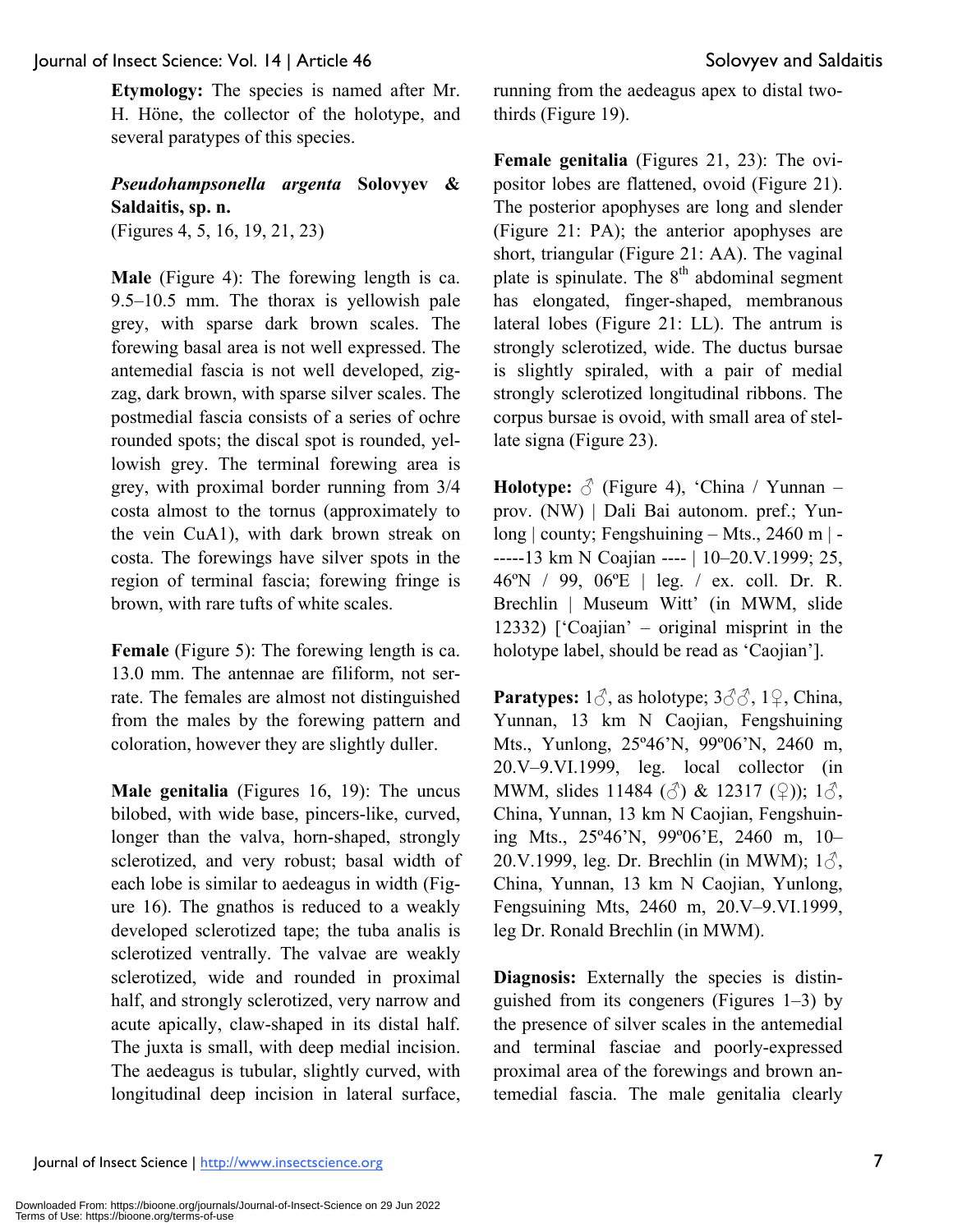**Etymology:** The species is named after Mr. H. Höne, the collector of the holotype, and several paratypes of this species.

### *Pseudohampsonella argenta* Solovyev & Saldaitis, sp. n.

(Figures 4, 5, 16, 19, 21, 23)

**Male** (Figure 4): The forewing length is ca. 9.5–10.5 mm. The thorax is yellowish pale grey, with sparse dark brown scales. The forewing basal area is not well expressed. The antemedial fascia is not well developed, zigzag, dark brown, with sparse silver scales. The postmedial fascia consists of a series of ochre rounded spots; the discal spot is rounded, yellowish grey. The terminal forewing area is grey, with proximal border running from 3/4 costa almost to the tornus (approximately to the vein CuA1), with dark brown streak on costa. The forewings have silver spots in the region of terminal fascia; forewing fringe is brown, with rare tufts of white scales.

**Female** (Figure 5): The forewing length is ca. 13.0 mm. The antennae are filiform, not serrate. The females are almost not distinguished from the males by the forewing pattern and coloration, however they are slightly duller.

**Male genitalia** (Figures 16, 19): The uncus bilobed, with wide base, pincers-like, curved, longer than the valva, horn-shaped, strongly sclerotized, and very robust; basal width of each lobe is similar to aedeagus in width (Figure 16). The gnathos is reduced to a weakly developed sclerotized tape; the tuba analis is sclerotized ventrally. The valvae are weakly sclerotized, wide and rounded in proximal half, and strongly sclerotized, very narrow and acute apically, claw-shaped in its distal half. The juxta is small, with deep medial incision. The aedeagus is tubular, slightly curved, with longitudinal deep incision in lateral surface, running from the aedeagus apex to distal two-thirds (Figure 19).

**Female genitalia** (Figures 21, 23): The ovipositor lobes are flattened, ovoid (Figure 21). The posterior apophyses are long and slender (Figure 21: PA); the anterior apophyses are short, triangular (Figure 21: AA). The vaginal plate is spinulate. The 8th abdominal segment has elongated, finger-shaped, membranous lateral lobes (Figure 21: LL). The antrum is strongly sclerotized, wide. The ductus bursae is slightly spiraled, with a pair of medial strongly sclerotized longitudinal ribbons. The corpus bursae is ovoid, with small area of stellate signa (Figure 23).

**Holotype:** ♂ (Figure 4), 'China / Yunnan – prov. (NW) | Dali Bai autonom. pref.; Yunlong | county; Fengshuining – Mts., 2460 m | ------13 km N Coajian ---- | 10–20.V.1999; 25, 46ºN / 99, 06ºE | leg. / ex. coll. Dr. R. Brechlin | Museum Witt' (in MWM, slide 12332) ['Coajian' – original misprint in the holotype label, should be read as 'Caojian'].

**Paratypes:** 1♂, as holotype; 3♂♂, 1♀, China, Yunnan, 13 km N Caojian, Fengshuining Mts., Yunlong, 25º46'N, 99º06'N, 2460 m, 20.V–9.VI.1999, leg. local collector (in MWM, slides 11484 (♂) & 12317 (♀)); 1♂, China, Yunnan, 13 km N Caojian, Fengshuining Mts., 25º46'N, 99º06'E, 2460 m, 10–20.V.1999, leg. Dr. Brechlin (in MWM); 1♂, China, Yunnan, 13 km N Caojian, Yunlong, Fengsuining Mts, 2460 m, 20.V–9.VI.1999, leg Dr. Ronald Brechlin (in MWM).

**Diagnosis:** Externally the species is distinguished from its congeners (Figures 1–3) by the presence of silver scales in the antemedial and terminal fasciae and poorly-expressed proximal area of the forewings and brown antemedial fascia. The male genitalia clearly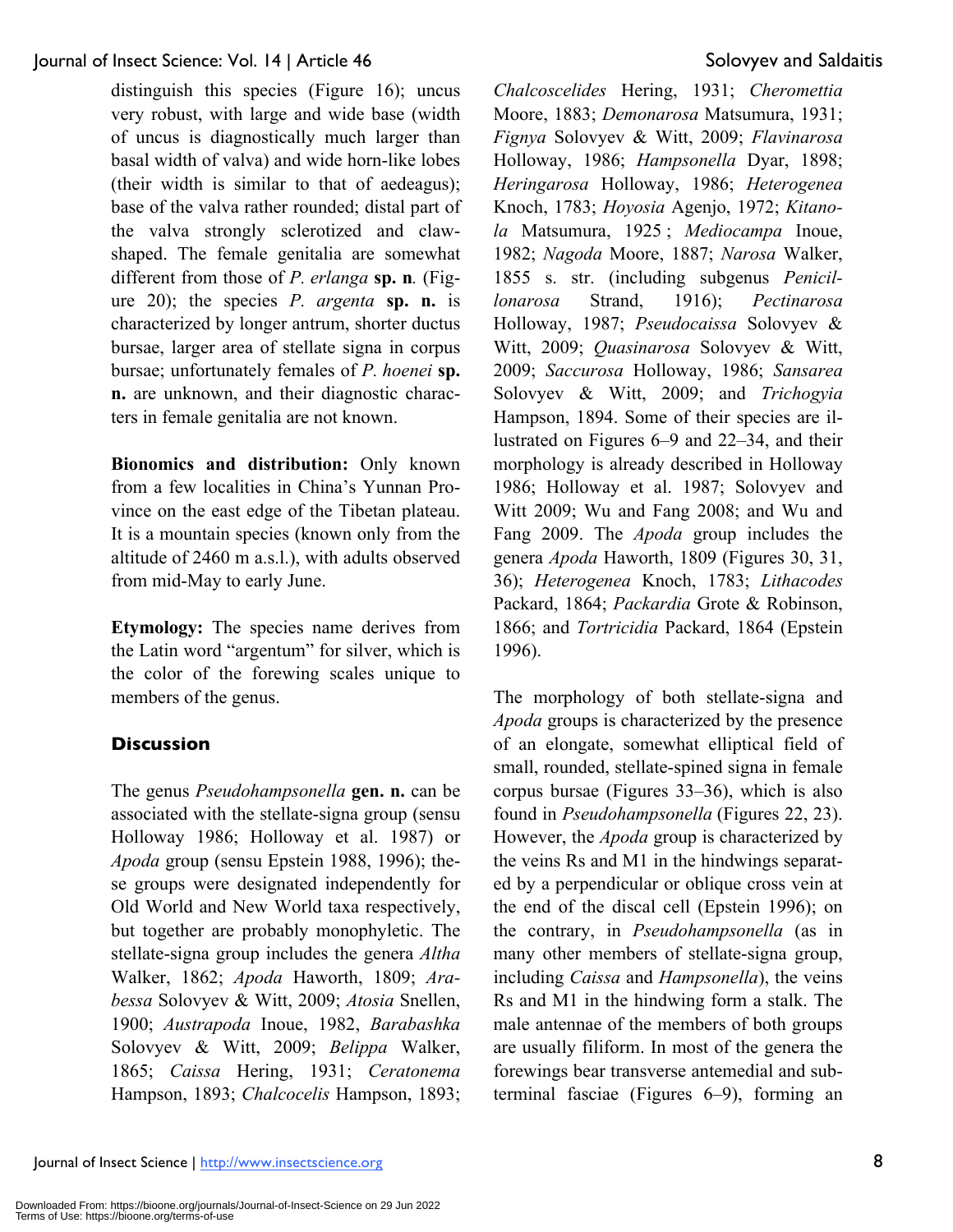distinguish this species (Figure 16); uncus very robust, with large and wide base (width of uncus is diagnostically much larger than basal width of valva) and wide horn-like lobes (their width is similar to that of aedeagus); base of the valva rather rounded; distal part of the valva strongly sclerotized and claw-shaped. The female genitalia are somewhat different from those of *P. erlanga* **sp. n***.* (Figure 20); the species *P. argenta* **sp. n.** is characterized by longer antrum, shorter ductus bursae, larger area of stellate signa in corpus bursae; unfortunately females of *P. hoenei* **sp. n.** are unknown, and their diagnostic characters in female genitalia are not known.

**Bionomics and distribution:** Only known from a few localities in China's Yunnan Province on the east edge of the Tibetan plateau. It is a mountain species (known only from the altitude of 2460 m a.s.l.), with adults observed from mid-May to early June.

**Etymology:** The species name derives from the Latin word "argentum" for silver, which is the color of the forewing scales unique to members of the genus.

## Discussion

The genus *Pseudohampsonella* **gen. n.** can be associated with the stellate-signa group (sensu Holloway 1986; Holloway et al. 1987) or *Apoda* group (sensu Epstein 1988, 1996); these groups were designated independently for Old World and New World taxa respectively, but together are probably monophyletic. The stellate-signa group includes the genera *Altha* Walker, 1862; *Apoda* Haworth, 1809; *Arabessa* Solovyev & Witt, 2009; *Atosia* Snellen, 1900; *Austrapoda* Inoue, 1982, *Barabashka* Solovyev & Witt, 2009; *Belippa* Walker, 1865; *Caissa* Hering, 1931; *Ceratonema* Hampson, 1893; *Chalcocelis* Hampson, 1893; *Chalcoscelides* Hering, 1931; *Cheromettia* Moore, 1883; *Demonarosa* Matsumura, 1931; *Fignya* Solovyev & Witt, 2009; *Flavinarosa* Holloway, 1986; *Hampsonella* Dyar, 1898; *Heringarosa* Holloway, 1986; *Heterogenea* Knoch, 1783; *Hoyosia* Agenjo, 1972; *Kitanola* Matsumura, 1925 ; *Mediocampa* Inoue, 1982; *Nagoda* Moore, 1887; *Narosa* Walker, 1855 s. str. (including subgenus *Penicillonarosa* Strand, 1916); *Pectinarosa* Holloway, 1987; *Pseudocaissa* Solovyev & Witt, 2009; *Quasinarosa* Solovyev & Witt, 2009; *Saccurosa* Holloway, 1986; *Sansarea* Solovyev & Witt, 2009; and *Trichogyia* Hampson, 1894. Some of their species are illustrated on Figures 6–9 and 22–34, and their morphology is already described in Holloway 1986; Holloway et al. 1987; Solovyev and Witt 2009; Wu and Fang 2008; and Wu and Fang 2009. The *Apoda* group includes the genera *Apoda* Haworth, 1809 (Figures 30, 31, 36); *Heterogenea* Knoch, 1783; *Lithacodes* Packard, 1864; *Packardia* Grote & Robinson, 1866; and *Tortricidia* Packard, 1864 (Epstein 1996).

The morphology of both stellate-signa and *Apoda* groups is characterized by the presence of an elongate, somewhat elliptical field of small, rounded, stellate-spined signa in female corpus bursae (Figures 33–36), which is also found in *Pseudohampsonella* (Figures 22, 23). However, the *Apoda* group is characterized by the veins Rs and M1 in the hindwings separated by a perpendicular or oblique cross vein at the end of the discal cell (Epstein 1996); on the contrary, in *Pseudohampsonella* (as in many other members of stellate-signa group, including *Caissa* and *Hampsonella*), the veins Rs and M1 in the hindwing form a stalk. The male antennae of the members of both groups are usually filiform. In most of the genera the forewings bear transverse antemedial and subterminal fasciae (Figures 6–9), forming an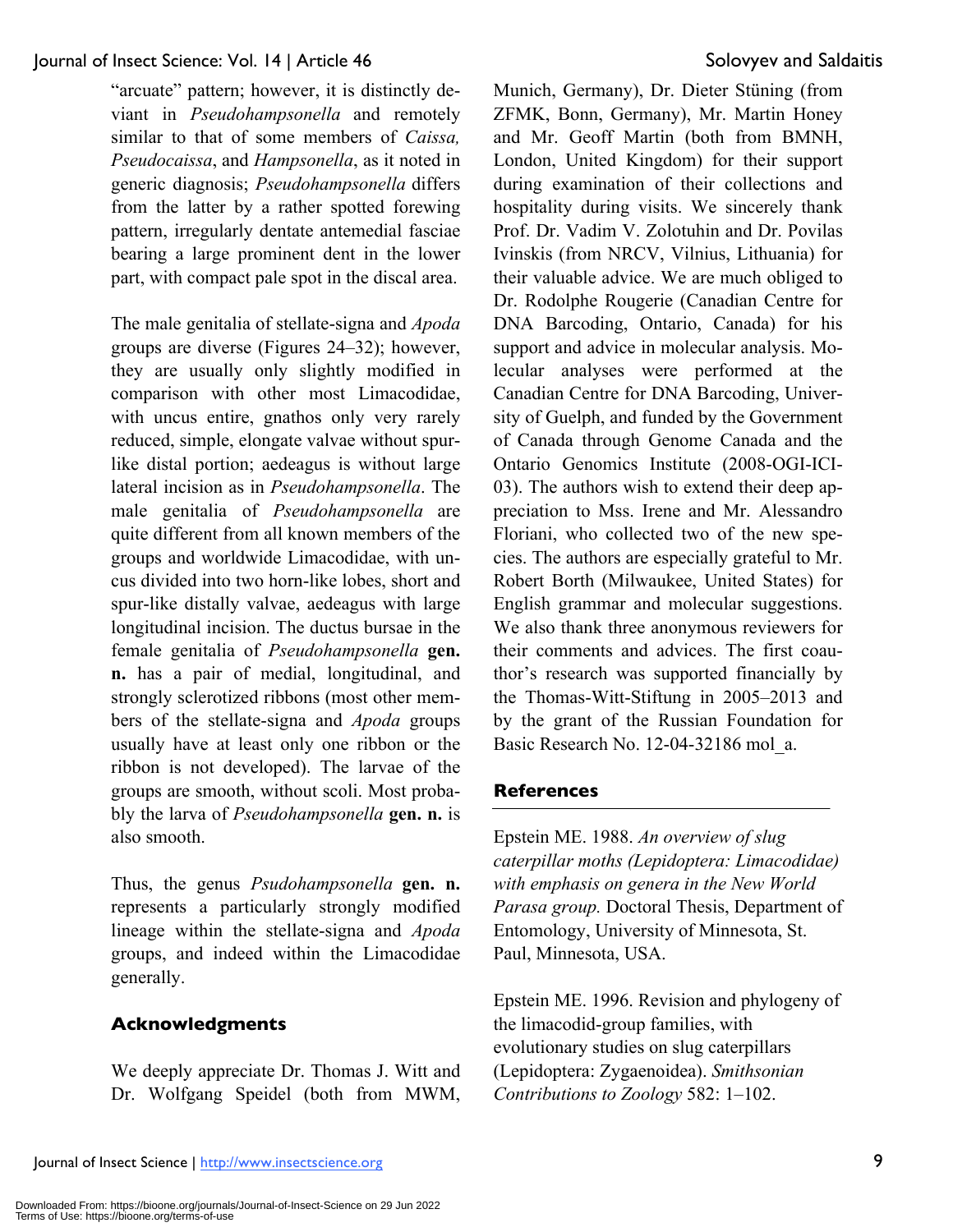"arcuate" pattern; however, it is distinctly deviant in *Pseudohampsonella* and remotely similar to that of some members of *Caissa, Pseudocaissa*, and *Hampsonella*, as it noted in generic diagnosis; *Pseudohampsonella* differs from the latter by a rather spotted forewing pattern, irregularly dentate antemedial fasciae bearing a large prominent dent in the lower part, with compact pale spot in the discal area.

The male genitalia of stellate-signa and *Apoda* groups are diverse (Figures 24–32); however, they are usually only slightly modified in comparison with other most Limacodidae, with uncus entire, gnathos only very rarely reduced, simple, elongate valvae without spur-like distal portion; aedeagus is without large lateral incision as in *Pseudohampsonella*. The male genitalia of *Pseudohampsonella* are quite different from all known members of the groups and worldwide Limacodidae, with uncus divided into two horn-like lobes, short and spur-like distally valvae, aedeagus with large longitudinal incision. The ductus bursae in the female genitalia of *Pseudohampsonella* **gen. n.** has a pair of medial, longitudinal, and strongly sclerotized ribbons (most other members of the stellate-signa and *Apoda* groups usually have at least only one ribbon or the ribbon is not developed). The larvae of the groups are smooth, without scoli. Most probably the larva of *Pseudohampsonella* **gen. n.** is also smooth.

Thus, the genus *Psudohampsonella* **gen. n.** represents a particularly strongly modified lineage within the stellate-signa and *Apoda* groups, and indeed within the Limacodidae generally.

## Acknowledgments

We deeply appreciate Dr. Thomas J. Witt and Dr. Wolfgang Speidel (both from MWM, Munich, Germany), Dr. Dieter Stüning (from ZFMK, Bonn, Germany), Mr. Martin Honey and Mr. Geoff Martin (both from BMNH, London, United Kingdom) for their support during examination of their collections and hospitality during visits. We sincerely thank Prof. Dr. Vadim V. Zolotuhin and Dr. Povilas Ivinskis (from NRCV, Vilnius, Lithuania) for their valuable advice. We are much obliged to Dr. Rodolphe Rougerie (Canadian Centre for DNA Barcoding, Ontario, Canada) for his support and advice in molecular analysis. Molecular analyses were performed at the Canadian Centre for DNA Barcoding, University of Guelph, and funded by the Government of Canada through Genome Canada and the Ontario Genomics Institute (2008-OGI-ICI-03). The authors wish to extend their deep appreciation to Mss. Irene and Mr. Alessandro Floriani, who collected two of the new species. The authors are especially grateful to Mr. Robert Borth (Milwaukee, United States) for English grammar and molecular suggestions. We also thank three anonymous reviewers for their comments and advices. The first coauthor's research was supported financially by the Thomas-Witt-Stiftung in 2005–2013 and by the grant of the Russian Foundation for Basic Research No. 12-04-32186 mol_a.

## References

Epstein ME. 1988. *An overview of slug caterpillar moths (Lepidoptera: Limacodidae) with emphasis on genera in the New World Parasa group.* Doctoral Thesis, Department of Entomology, University of Minnesota, St. Paul, Minnesota, USA.

Epstein ME. 1996. Revision and phylogeny of the limacodid-group families, with evolutionary studies on slug caterpillars (Lepidoptera: Zygaenoidea). *Smithsonian Contributions to Zoology* 582: 1–102.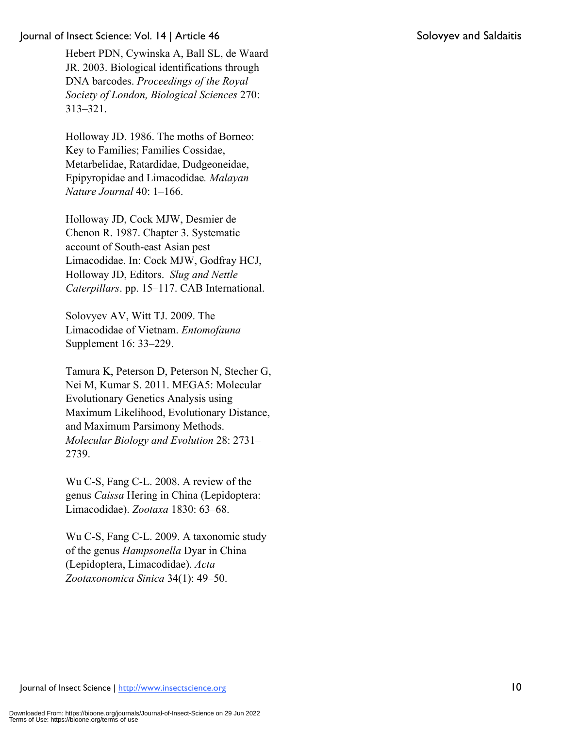Hebert PDN, Cywinska A, Ball SL, de Waard JR. 2003. Biological identifications through DNA barcodes. *Proceedings of the Royal Society of London, Biological Sciences* 270: 313–321.

Holloway JD. 1986. The moths of Borneo: Key to Families; Families Cossidae, Metarbelidae, Ratardidae, Dudgeoneidae, Epipyropidae and Limacodidae*. Malayan Nature Journal* 40: 1–166.

Holloway JD, Cock MJW, Desmier de Chenon R. 1987. Chapter 3. Systematic account of South-east Asian pest Limacodidae. In: Cock MJW, Godfray HCJ, Holloway JD, Editors. *Slug and Nettle Caterpillars*. pp. 15–117. CAB International.

Solovyev AV, Witt TJ. 2009. The Limacodidae of Vietnam. *Entomofauna* Supplement 16: 33–229.

Tamura K, Peterson D, Peterson N, Stecher G, Nei M, Kumar S. 2011. MEGA5: Molecular Evolutionary Genetics Analysis using Maximum Likelihood, Evolutionary Distance, and Maximum Parsimony Methods. *Molecular Biology and Evolution* 28: 2731–2739.

Wu C-S, Fang C-L. 2008. A review of the genus *Caissa* Hering in China (Lepidoptera: Limacodidae). *Zootaxa* 1830: 63–68.

Wu C-S, Fang C-L. 2009. A taxonomic study of the genus *Hampsonella* Dyar in China (Lepidoptera, Limacodidae). *Acta Zootaxonomica Sinica* 34(1): 49–50.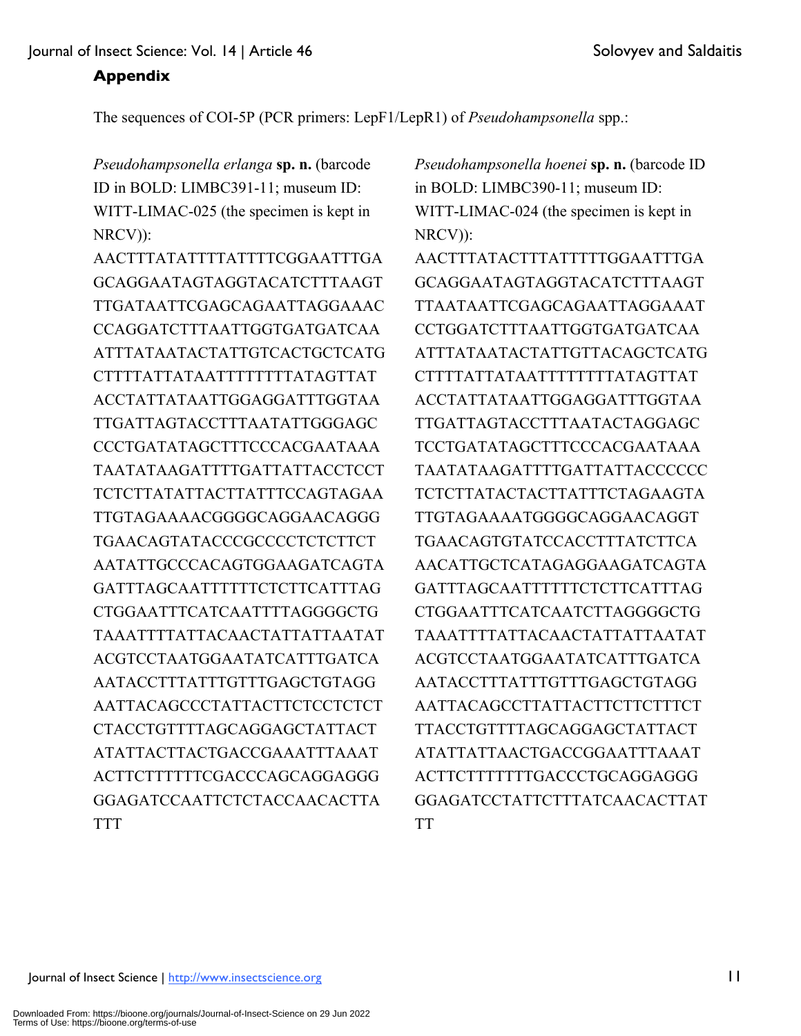## Appendix

The sequences of COI-5P (PCR primers: LepF1/LepR1) of *Pseudohampsonella* spp.:

*Pseudohampsonella erlanga* **sp. n.** (barcode ID in BOLD: LIMBC391-11; museum ID: WITT-LIMAC-025 (the specimen is kept in NRCV)):

AACTTTATATTTTATTTTCGGAATTTGA
GCAGGAATAGTAGGTACATCTTTAAGT
TTGATAATTCGAGCAGAATTAGGAAAC
CCAGGATCTTTAATTGGTGATGATCAA
ATTTATAATACTATTGTCACTGCTCATG
CTTTTATTATAATTTTTTTTATAGTTAT
ACCTATTATAATTGGAGGATTTGGTAA
TTGATTAGTACCTTTAATATTGGGAGC
CCCTGATATAGCTTTCCCACGAATAAA
TAATATAAGATTTTGATTATTACCTCCT
TCTCTTATATTACTTATTTCCAGTAGAA
TTGTAGAAAACGGGGCAGGAACAGGG
TGAACAGTATACCCGCCCCTCTCTTCT
AATATTGCCCACAGTGGAAGATCAGTA
GATTTAGCAATTTTTTCTCTTCATTTAG
CTGGAATTTCATCAATTTTAGGGGCTG
TAAATTTTATTACAACTATTATTAATAT
ACGTCCTAATGGAATATCATTTGATCA
AATACCTTTATTTGTTTGAGCTGTAGG
AATTACAGCCCTATTACTTCTCCTCTCT
CTACCTGTTTTAGCAGGAGCTATTACT
ATATTACTTACTGACCGAAATTTAAAT
ACTTCTTTTTTCGACCCAGCAGGAGGG
GGAGATCCAATTCTCTACCAACACTTA
TTT

*Pseudohampsonella hoenei* **sp. n.** (barcode ID in BOLD: LIMBC390-11; museum ID: WITT-LIMAC-024 (the specimen is kept in NRCV)):

AACTTTATACTTTATTTTTGGAATTTGA
GCAGGAATAGTAGGTACATCTTTAAGT
TTAATAATTCGAGCAGAATTAGGAAAT
CCTGGATCTTTAATTGGTGATGATCAA
ATTTATAATACTATTGTTACAGCTCATG
CTTTTATTATAATTTTTTTTATAGTTAT
ACCTATTATAATTGGAGGATTTGGTAA
TTGATTAGTACCTTTAATACTAGGAGC
TCCTGATATAGCTTTCCCACGAATAAA
TAATATAAGATTTTGATTATTACCCCCC
TCTCTTATACTACTTATTTCTAGAAGTA
TTGTAGAAAATGGGGCAGGAACAGGT
TGAACAGTGTATCCACCTTTATCTTCA
AACATTGCTCATAGAGGAAGATCAGTA
GATTTAGCAATTTTTTCTCTTCATTTAG
CTGGAATTTCATCAATCTTAGGGGCTG
TAAATTTTATTACAACTATTATTAATAT
ACGTCCTAATGGAATATCATTTGATCA
AATACCTTTATTTGTTTGAGCTGTAGG
AATTACAGCCTTATTACTTCTTCTTTCT
TTACCTGTTTTAGCAGGAGCTATTACT
ATATTATTAACTGACCGGAATTTAAAT
ACTTCTTTTTTTGACCCTGCAGGAGGG
GGAGATCCTATTCTTTATCAACACTTAT
TT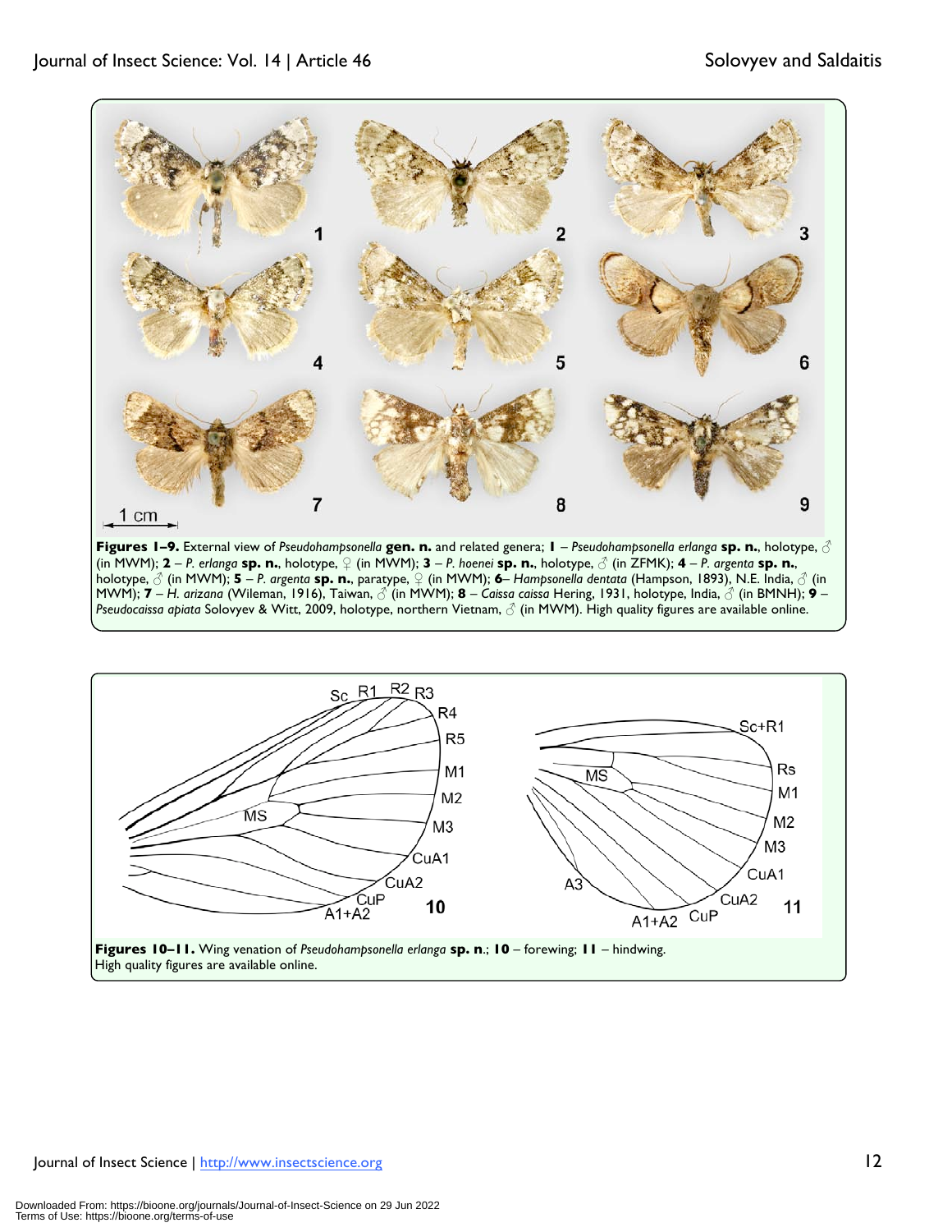**Figures 1–9.** External view of *Pseudohampsonella* **gen. n.** and related genera; **1** – *Pseudohampsonella erlanga* **sp. n.**, holotype, ♂ (in MWM); **2** – *P. erlanga* **sp. n.**, holotype, ♀ (in MWM); **3** – *P. hoenei* **sp. n.**, holotype, ♂ (in ZFMK); **4** – *P. argenta* **sp. n.**, holotype, ♂ (in MWM); **5** – *P. argenta* **sp. n.**, paratype, ♀ (in MWM); **6**– *Hampsonella dentata* (Hampson, 1893), N.E. India, ♂ (in MWM); **7** – *H. arizana* (Wileman, 1916), Taiwan, ♂ (in MWM); **8** – *Caissa caissa* Hering, 1931, holotype, India, ♂ (in BMNH); **9** – *Pseudocaissa apiata* Solovyev & Witt, 2009, holotype, northern Vietnam, ♂ (in MWM). High quality figures are available online.

**Figures 10–11.** Wing venation of *Pseudohampsonella erlanga* **sp. n.**; **10** – forewing; **11** – hindwing. High quality figures are available online.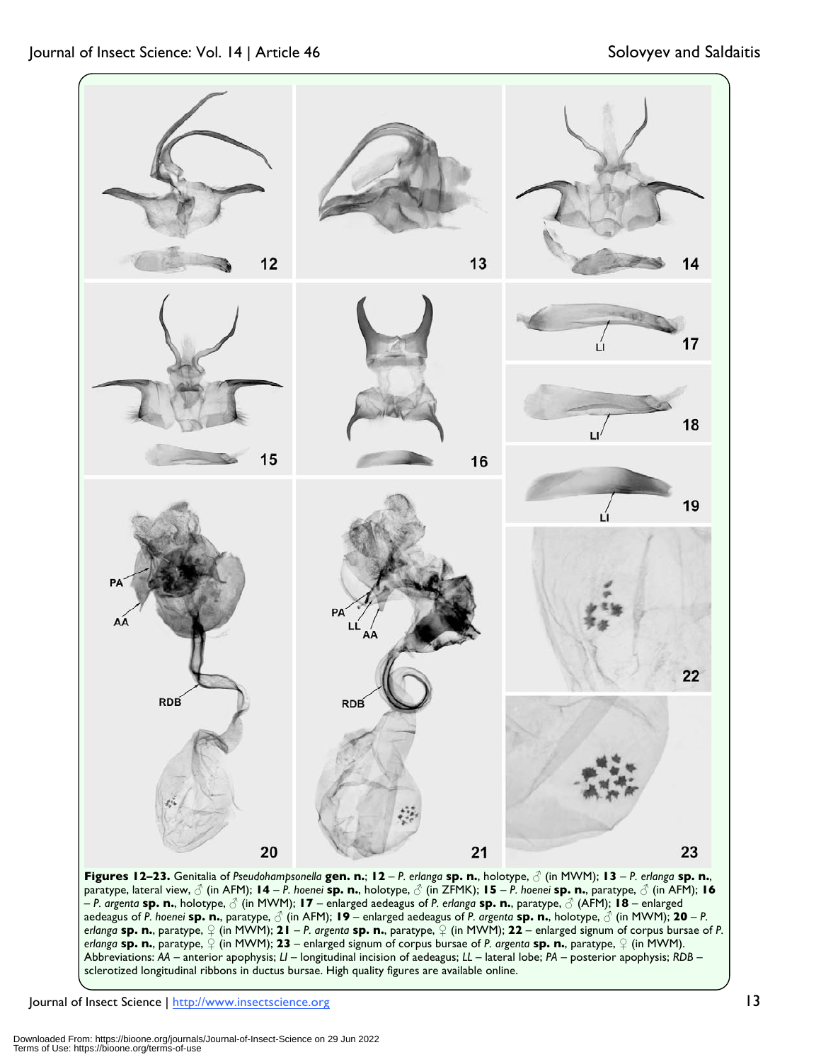**Figures 12–23.** Genitalia of *Pseudohampsonella* **gen. n.**; **12** – *P. erlanga* **sp. n.**, holotype, ♂ (in MWM); **13** – *P. erlanga* **sp. n.**, paratype, lateral view, ♂ (in AFM); **14** – *P. hoenei* **sp. n.**, holotype, ♂ (in ZFMK); **15** – *P. hoenei* **sp. n.**, paratype, ♂ (in AFM); **16** – *P. argenta* **sp. n.**, holotype, ♂ (in MWM); **17** – enlarged aedeagus of *P. erlanga* **sp. n.**, paratype, ♂ (AFM); **18** – enlarged aedeagus of *P. hoenei* **sp. n.**, paratype, ♂ (in AFM); **19** – enlarged aedeagus of *P. argenta* **sp. n.**, holotype, ♂ (in MWM); **20** – *P. erlanga* **sp. n.**, paratype, ♀ (in MWM); **21** – *P. argenta* **sp. n.**, paratype, ♀ (in MWM); **22** – enlarged signum of corpus bursae of *P. erlanga* **sp. n.**, paratype, ♀ (in MWM); **23** – enlarged signum of corpus bursae of *P. argenta* **sp. n.**, paratype, ♀ (in MWM). Abbreviations: *AA* – anterior apophysis; *LI* – longitudinal incision of aedeagus; *LL* – lateral lobe; *PA* – posterior apophysis; *RDB* – sclerotized longitudinal ribbons in ductus bursae. High quality figures are available online.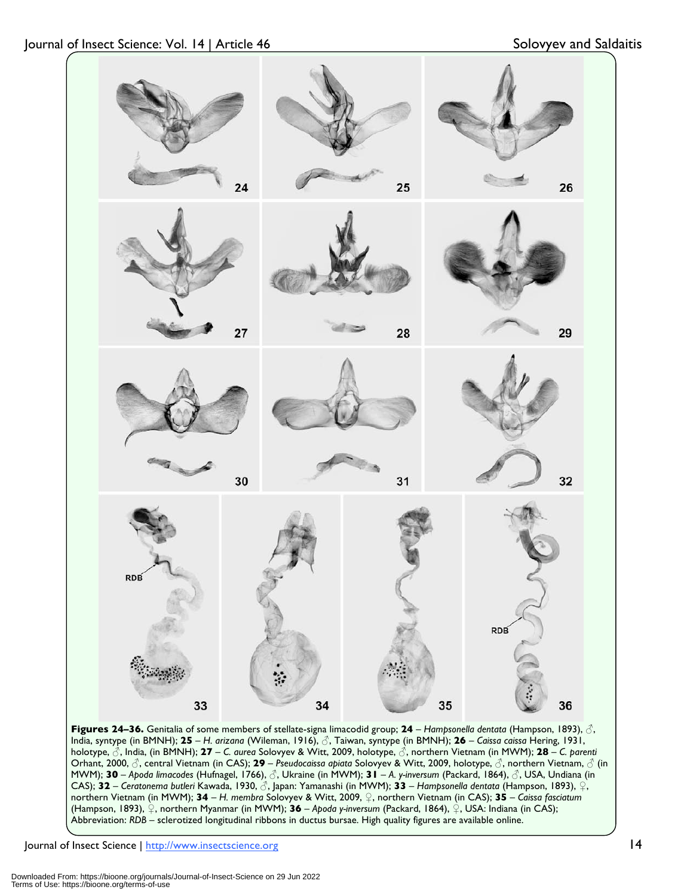24

25

26

27

28

29

30

31

32

RDB

RDB

33

34

35

36

**Figures 24–36.** Genitalia of some members of stellate-signa limacodid group; **24** – *Hampsonella dentata* (Hampson, 1893), ♂, India, syntype (in BMNH); **25** – *H. arizana* (Wileman, 1916), ♂, Taiwan, syntype (in BMNH); **26** – *Caissa caissa* Hering, 1931, holotype, ♂, India, (in BMNH); **27** – *C. aurea* Solovyev & Witt, 2009, holotype, ♂, northern Vietnam (in MWM); **28** – *C. parenti* Orhant, 2000, ♂, central Vietnam (in CAS); **29** – *Pseudocaissa apiata* Solovyev & Witt, 2009, holotype, ♂, northern Vietnam, ♂ (in MWM); **30** – *Apoda limacodes* (Hufnagel, 1766), ♂, Ukraine (in MWM); **31** – *A. y-inversum* (Packard, 1864), ♂, USA, Undiana (in CAS); **32** – *Ceratonema butleri* Kawada, 1930, ♂, Japan: Yamanashi (in MWM); **33** – *Hampsonella dentata* (Hampson, 1893), ♀, northern Vietnam (in MWM); **34** – *H. membra* Solovyev & Witt, 2009, ♀, northern Vietnam (in CAS); **35** – *Caissa fasciatum* (Hampson, 1893), ♀, northern Myanmar (in MWM); **36** – *Apoda y-inversum* (Packard, 1864), ♀, USA: Indiana (in CAS); Abbreviation: *RDB* – sclerotized longitudinal ribbons in ductus bursae. High quality figures are available online.